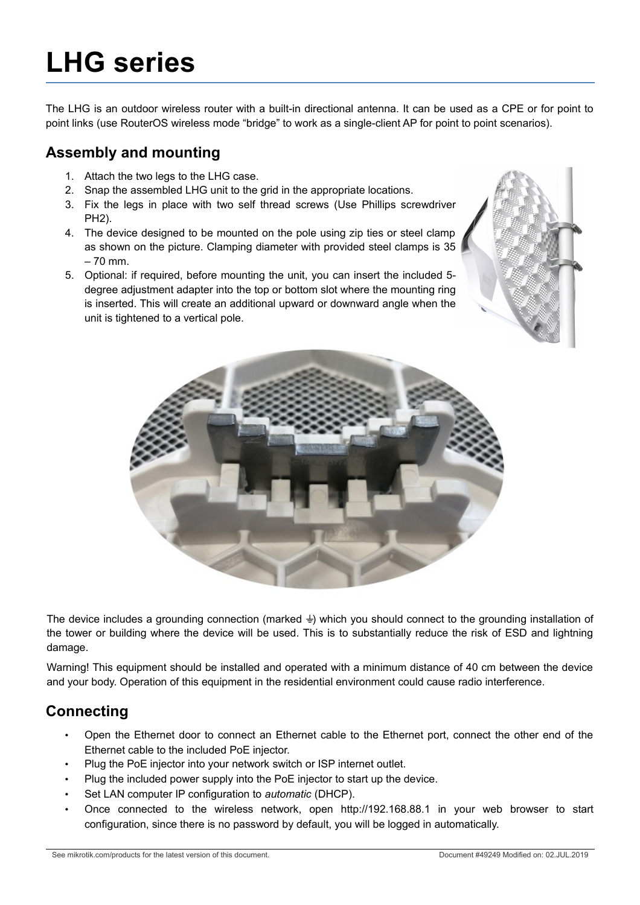# LHG series

The LHG is an outdoor wireless router with a built-in directional antenna. It can be used as a CPE or for point to point links (use RouterOS wireless mode "bridge" to work as a single-client AP for point to point scenarios).

## Assembly and mounting

1. Attach the two legs to the LHG case.
2. Snap the assembled LHG unit to the grid in the appropriate locations.
3. Fix the legs in place with two self thread screws (Use Phillips screwdriver PH2).
4. The device designed to be mounted on the pole using zip ties or steel clamp as shown on the picture. Clamping diameter with provided steel clamps is 35 – 70 mm.
5. Optional: if required, before mounting the unit, you can insert the included 5-degree adjustment adapter into the top or bottom slot where the mounting ring is inserted. This will create an additional upward or downward angle when the unit is tightened to a vertical pole.

The device includes a grounding connection (marked ⏚) which you should connect to the grounding installation of the tower or building where the device will be used. This is to substantially reduce the risk of ESD and lightning damage.

Warning! This equipment should be installed and operated with a minimum distance of 40 cm between the device and your body. Operation of this equipment in the residential environment could cause radio interference.

## Connecting

- Open the Ethernet door to connect an Ethernet cable to the Ethernet port, connect the other end of the Ethernet cable to the included PoE injector.
- Plug the PoE injector into your network switch or ISP internet outlet.
- Plug the included power supply into the PoE injector to start up the device.
- Set LAN computer IP configuration to *automatic* (DHCP).
- Once connected to the wireless network, open http://192.168.88.1 in your web browser to start configuration, since there is no password by default, you will be logged in automatically.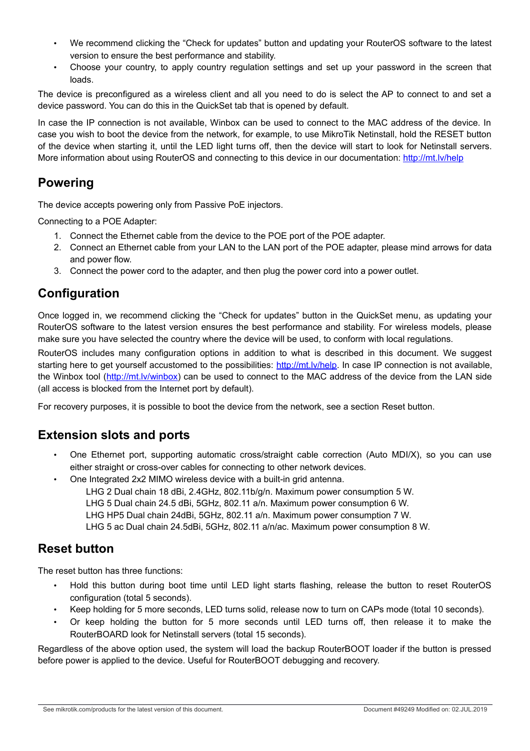- We recommend clicking the "Check for updates" button and updating your RouterOS software to the latest version to ensure the best performance and stability.
- Choose your country, to apply country regulation settings and set up your password in the screen that loads.

The device is preconfigured as a wireless client and all you need to do is select the AP to connect to and set a device password. You can do this in the QuickSet tab that is opened by default.

In case the IP connection is not available, Winbox can be used to connect to the MAC address of the device. In case you wish to boot the device from the network, for example, to use MikroTik Netinstall, hold the RESET button of the device when starting it, until the LED light turns off, then the device will start to look for Netinstall servers. More information about using RouterOS and connecting to this device in our documentation: http://mt.lv/help

## Powering

The device accepts powering only from Passive PoE injectors.

Connecting to a POE Adapter:

1. Connect the Ethernet cable from the device to the POE port of the POE adapter.
2. Connect an Ethernet cable from your LAN to the LAN port of the POE adapter, please mind arrows for data and power flow.
3. Connect the power cord to the adapter, and then plug the power cord into a power outlet.

## Configuration

Once logged in, we recommend clicking the "Check for updates" button in the QuickSet menu, as updating your RouterOS software to the latest version ensures the best performance and stability. For wireless models, please make sure you have selected the country where the device will be used, to conform with local regulations.

RouterOS includes many configuration options in addition to what is described in this document. We suggest starting here to get yourself accustomed to the possibilities: http://mt.lv/help. In case IP connection is not available, the Winbox tool (http://mt.lv/winbox) can be used to connect to the MAC address of the device from the LAN side (all access is blocked from the Internet port by default).

For recovery purposes, it is possible to boot the device from the network, see a section Reset button.

## Extension slots and ports

- One Ethernet port, supporting automatic cross/straight cable correction (Auto MDI/X), so you can use either straight or cross-over cables for connecting to other network devices.
- One Integrated 2x2 MIMO wireless device with a built-in grid antenna.
  LHG 2 Dual chain 18 dBi, 2.4GHz, 802.11b/g/n. Maximum power consumption 5 W.
  LHG 5 Dual chain 24.5 dBi, 5GHz, 802.11 a/n. Maximum power consumption 6 W.
  LHG HP5 Dual chain 24dBi, 5GHz, 802.11 a/n. Maximum power consumption 7 W.
  LHG 5 ac Dual chain 24.5dBi, 5GHz, 802.11 a/n/ac. Maximum power consumption 8 W.

## Reset button

The reset button has three functions:

- Hold this button during boot time until LED light starts flashing, release the button to reset RouterOS configuration (total 5 seconds).
- Keep holding for 5 more seconds, LED turns solid, release now to turn on CAPs mode (total 10 seconds).
- Or keep holding the button for 5 more seconds until LED turns off, then release it to make the RouterBOARD look for Netinstall servers (total 15 seconds).

Regardless of the above option used, the system will load the backup RouterBOOT loader if the button is pressed before power is applied to the device. Useful for RouterBOOT debugging and recovery.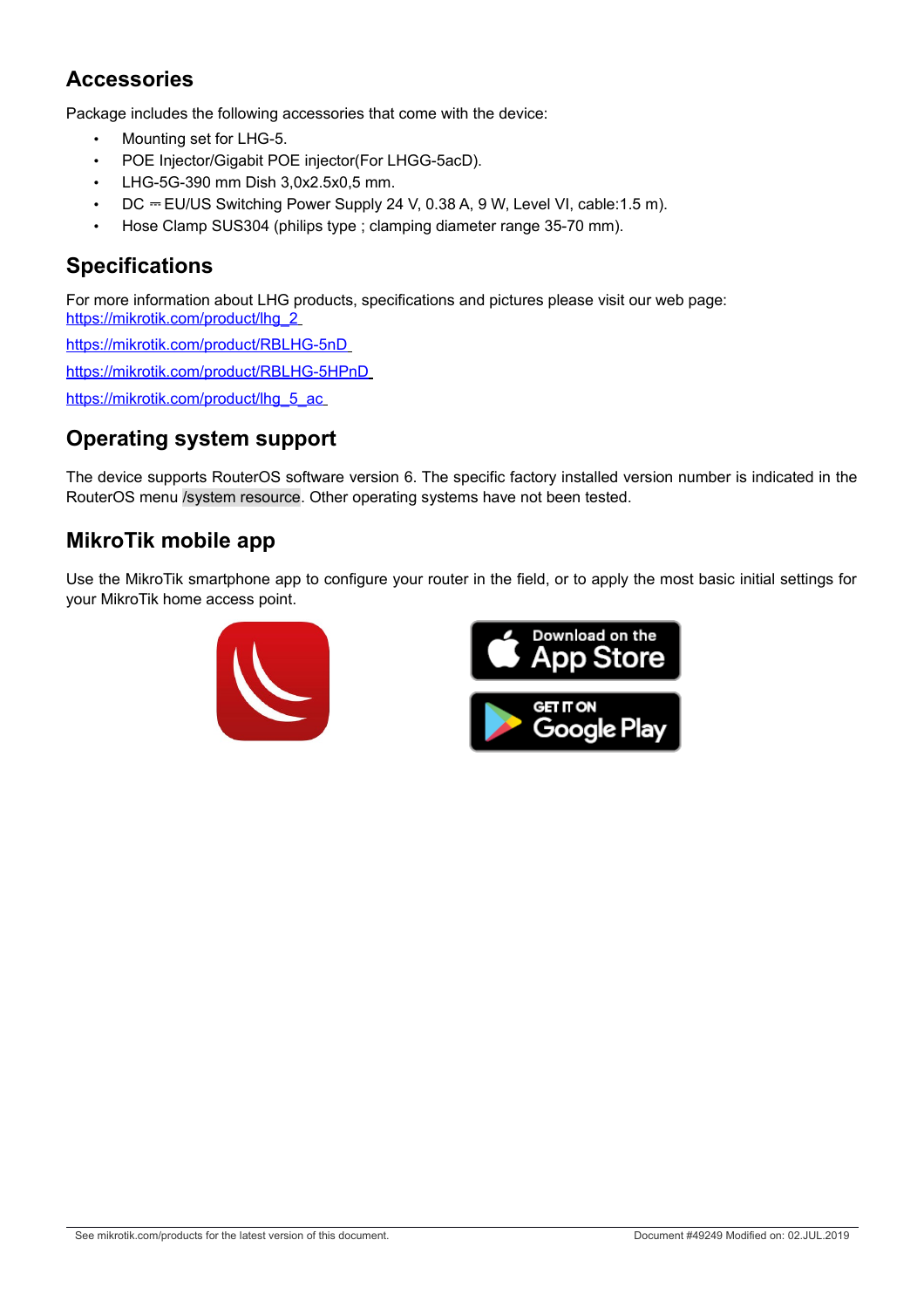## Accessories

Package includes the following accessories that come with the device:

- Mounting set for LHG-5.
- POE Injector/Gigabit POE injector(For LHGG-5acD).
- LHG-5G-390 mm Dish 3,0x2.5x0,5 mm.
- DC ⎓ EU/US Switching Power Supply 24 V, 0.38 A, 9 W, Level VI, cable:1.5 m).
- Hose Clamp SUS304 (philips type ; clamping diameter range 35-70 mm).

## Specifications

For more information about LHG products, specifications and pictures please visit our web page:
https://mikrotik.com/product/lhg_2

https://mikrotik.com/product/RBLHG-5nD

https://mikrotik.com/product/RBLHG-5HPnD

https://mikrotik.com/product/lhg_5_ac

## Operating system support

The device supports RouterOS software version 6. The specific factory installed version number is indicated in the RouterOS menu /system resource. Other operating systems have not been tested.

## MikroTik mobile app

Use the MikroTik smartphone app to configure your router in the field, or to apply the most basic initial settings for your MikroTik home access point.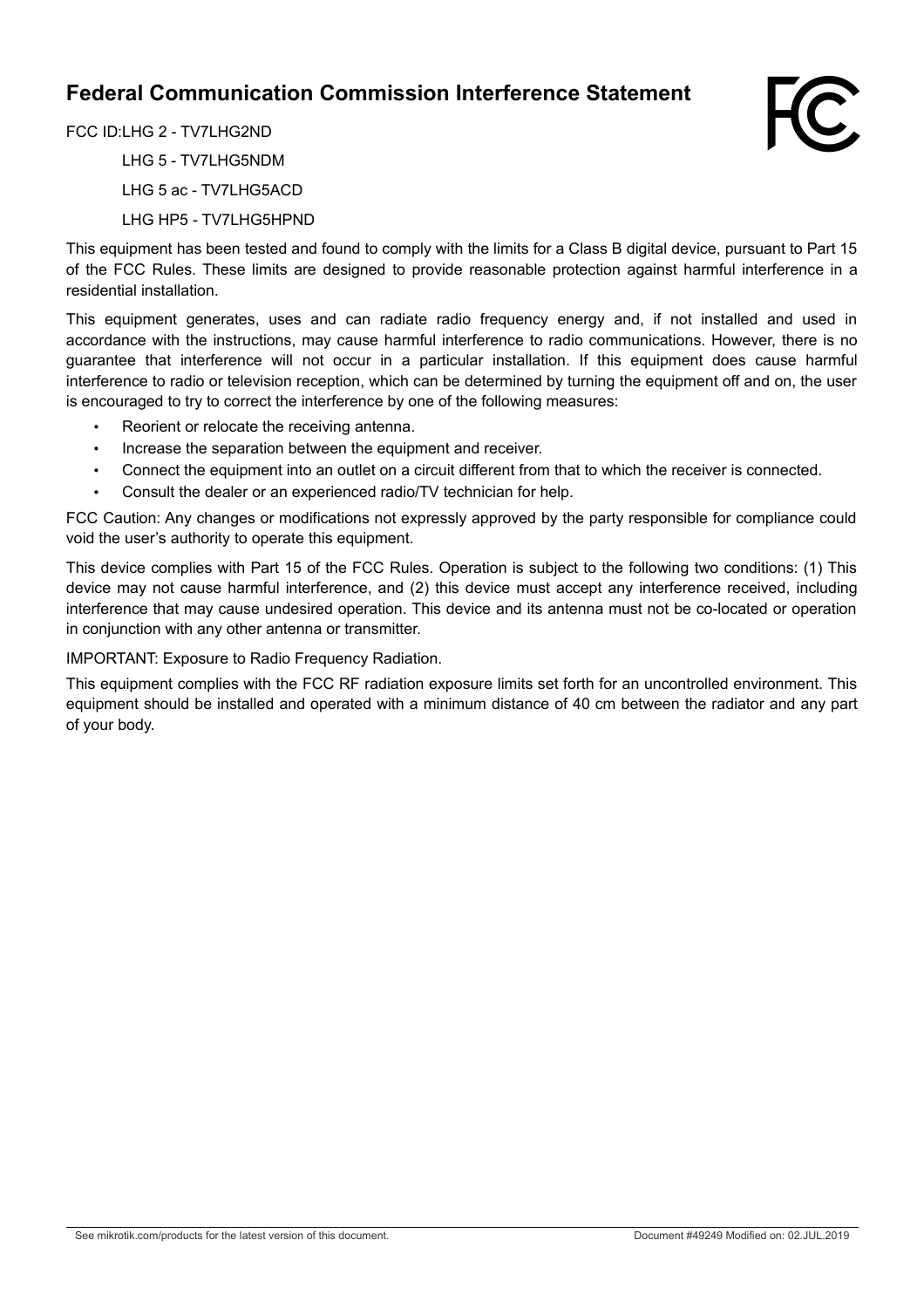## Federal Communication Commission Interference Statement

FCC ID:LHG 2 - TV7LHG2ND

LHG 5 - TV7LHG5NDM

LHG 5 ac - TV7LHG5ACD

LHG HP5 - TV7LHG5HPND

This equipment has been tested and found to comply with the limits for a Class B digital device, pursuant to Part 15 of the FCC Rules. These limits are designed to provide reasonable protection against harmful interference in a residential installation.

This equipment generates, uses and can radiate radio frequency energy and, if not installed and used in accordance with the instructions, may cause harmful interference to radio communications. However, there is no guarantee that interference will not occur in a particular installation. If this equipment does cause harmful interference to radio or television reception, which can be determined by turning the equipment off and on, the user is encouraged to try to correct the interference by one of the following measures:

- Reorient or relocate the receiving antenna.
- Increase the separation between the equipment and receiver.
- Connect the equipment into an outlet on a circuit different from that to which the receiver is connected.
- Consult the dealer or an experienced radio/TV technician for help.

FCC Caution: Any changes or modifications not expressly approved by the party responsible for compliance could void the user's authority to operate this equipment.

This device complies with Part 15 of the FCC Rules. Operation is subject to the following two conditions: (1) This device may not cause harmful interference, and (2) this device must accept any interference received, including interference that may cause undesired operation. This device and its antenna must not be co-located or operation in conjunction with any other antenna or transmitter.

IMPORTANT: Exposure to Radio Frequency Radiation.

This equipment complies with the FCC RF radiation exposure limits set forth for an uncontrolled environment. This equipment should be installed and operated with a minimum distance of 40 cm between the radiator and any part of your body.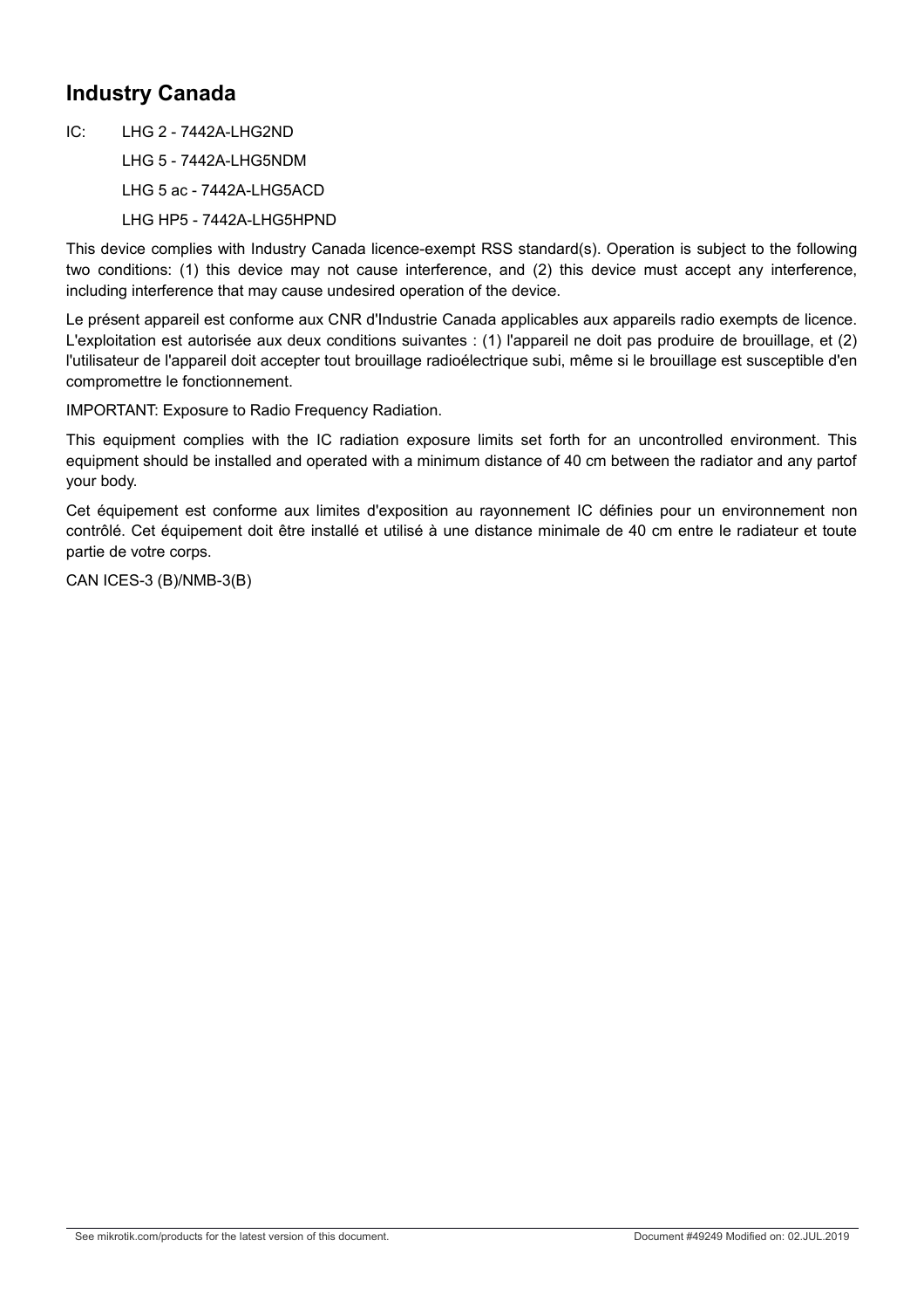## Industry Canada

IC: LHG 2 - 7442A-LHG2ND

LHG 5 - 7442A-LHG5NDM

LHG 5 ac - 7442A-LHG5ACD

LHG HP5 - 7442A-LHG5HPND

This device complies with Industry Canada licence-exempt RSS standard(s). Operation is subject to the following two conditions: (1) this device may not cause interference, and (2) this device must accept any interference, including interference that may cause undesired operation of the device.

Le présent appareil est conforme aux CNR d'Industrie Canada applicables aux appareils radio exempts de licence. L'exploitation est autorisée aux deux conditions suivantes : (1) l'appareil ne doit pas produire de brouillage, et (2) l'utilisateur de l'appareil doit accepter tout brouillage radioélectrique subi, même si le brouillage est susceptible d'en compromettre le fonctionnement.

IMPORTANT: Exposure to Radio Frequency Radiation.

This equipment complies with the IC radiation exposure limits set forth for an uncontrolled environment. This equipment should be installed and operated with a minimum distance of 40 cm between the radiator and any partof your body.

Cet équipement est conforme aux limites d'exposition au rayonnement IC définies pour un environnement non contrôlé. Cet équipement doit être installé et utilisé à une distance minimale de 40 cm entre le radiateur et toute partie de votre corps.

CAN ICES-3 (B)/NMB-3(B)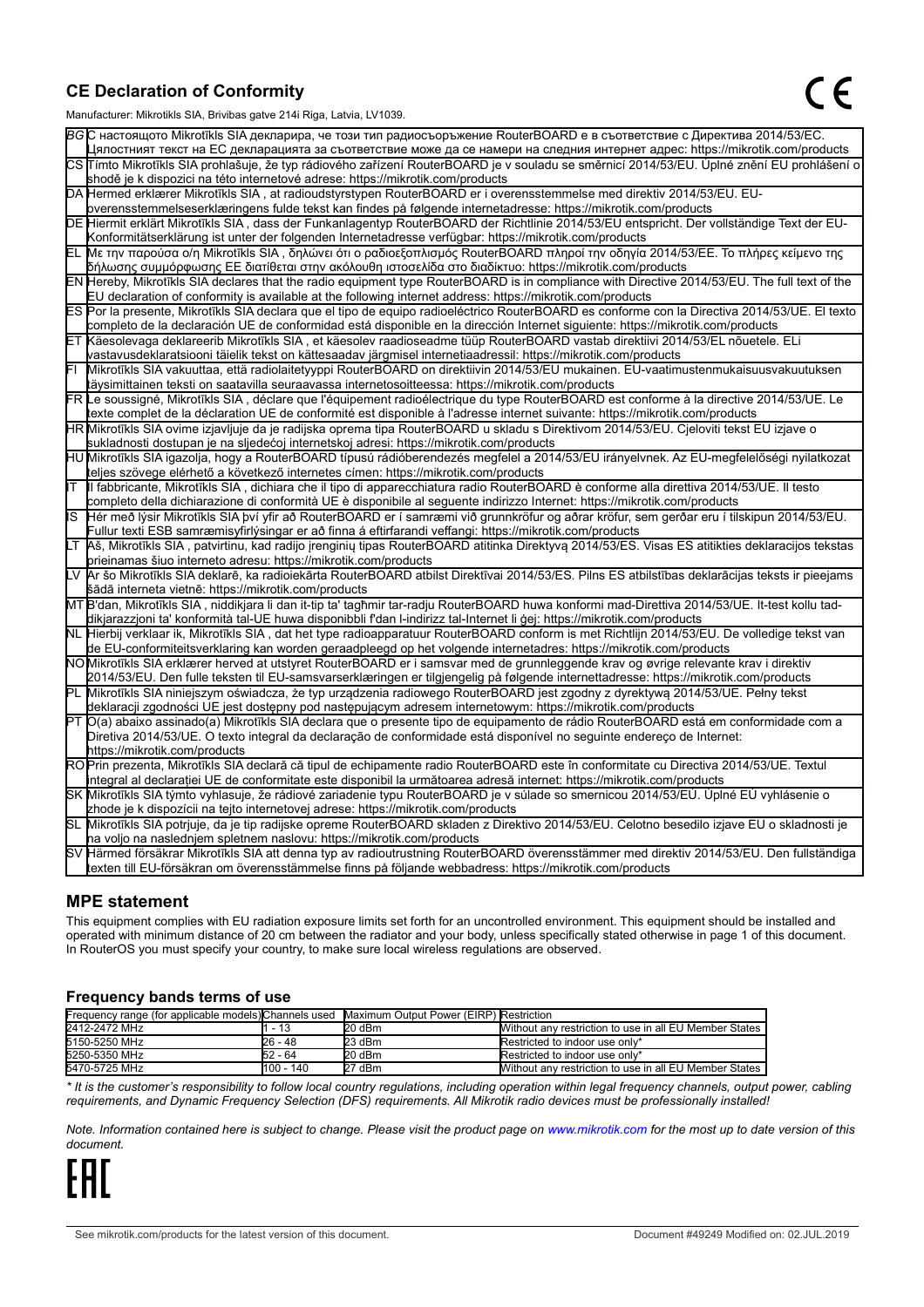## CE Declaration of Conformity

CE

Manufacturer: Mikrotikls SIA, Brivibas gatve 214i Riga, Latvia, LV1039.

| | |
|---|---|
| BG | С настоящото Mikrotīkls SIA декларира, че този тип радиосъоръжение RouterBOARD е в съответствие с Директива 2014/53/ЕС. Цялостният текст на ЕС декларацията за съответствие може да се намери на следния интернет адрес: https://mikrotik.com/products |
| CS | Tímto Mikrotīkls SIA prohlašuje, že typ rádiového zařízení RouterBOARD je v souladu se směrnicí 2014/53/EU. Úplné znění EU prohlášení o shodě je k dispozici na této internetové adrese: https://mikrotik.com/products |
| DA | Hermed erklærer Mikrotīkls SIA , at radioudstyrstypen RouterBOARD er i overensstemmelse med direktiv 2014/53/EU. EU-overensstemmelseserklæringens fulde tekst kan findes på følgende internetadresse: https://mikrotik.com/products |
| DE | Hiermit erklärt Mikrotīkls SIA , dass der Funkanlagentyp RouterBOARD der Richtlinie 2014/53/EU entspricht. Der vollständige Text der EU-Konformitätserklärung ist unter der folgenden Internetadresse verfügbar: https://mikrotik.com/products |
| EL | Με την παρούσα ο/η Mikrotīkls SIA , δηλώνει ότι ο ραδιοεξοπλισμός RouterBOARD πληροί την οδηγία 2014/53/ΕΕ. Το πλήρες κείμενο της δήλωσης συμμόρφωσης ΕΕ διατίθεται στην ακόλουθη ιστοσελίδα στο διαδίκτυο: https://mikrotik.com/products |
| EN | Hereby, Mikrotīkls SIA declares that the radio equipment type RouterBOARD is in compliance with Directive 2014/53/EU. The full text of the EU declaration of conformity is available at the following internet address: https://mikrotik.com/products |
| ES | Por la presente, Mikrotīkls SIA declara que el tipo de equipo radioeléctrico RouterBOARD es conforme con la Directiva 2014/53/UE. El texto completo de la declaración UE de conformidad está disponible en la dirección Internet siguiente: https://mikrotik.com/products |
| ET | Käesolevaga deklareerib Mikrotīkls SIA , et käesolev raadioseadme tüüp RouterBOARD vastab direktiivi 2014/53/EL nõuetele. ELi vastavusdeklaratsiooni täielik tekst on kättesaadav järgmisel internetiaadressil: https://mikrotik.com/products |
| FI | Mikrotīkls SIA vakuuttaa, että radiolaitetyyppi RouterBOARD on direktiivin 2014/53/EU mukainen. EU-vaatimustenmukaisuusvakuutuksen täysimittainen teksti on saatavilla seuraavassa internetosoitteessa: https://mikrotik.com/products |
| FR | Le soussigné, Mikrotīkls SIA , déclare que l'équipement radioélectrique du type RouterBOARD est conforme à la directive 2014/53/UE. Le texte complet de la déclaration UE de conformité est disponible à l'adresse internet suivante: https://mikrotik.com/products |
| HR | Mikrotīkls SIA ovime izjavljuje da je radijska oprema tipa RouterBOARD u skladu s Direktivom 2014/53/EU. Cjeloviti tekst EU izjave o sukladnosti dostupan je na sljedećoj internetskoj adresi: https://mikrotik.com/products |
| HU | Mikrotīkls SIA igazolja, hogy a RouterBOARD típusú rádióberendezés megfelel a 2014/53/EU irányelvnek. Az EU-megfelelőségi nyilatkozat teljes szövege elérhető a következő internetes címen: https://mikrotik.com/products |
| IT | Il fabbricante, Mikrotīkls SIA , dichiara che il tipo di apparecchiatura radio RouterBOARD è conforme alla direttiva 2014/53/UE. Il testo completo della dichiarazione di conformità UE è disponibile al seguente indirizzo Internet: https://mikrotik.com/products |
| IS | Hér með lýsir Mikrotīkls SIA því yfir að RouterBOARD er í samræmi við grunnkröfur og aðrar kröfur, sem gerðar eru í tilskipun 2014/53/EU. Fullur texti ESB samræmisyfirlýsingar er að finna á eftirfarandi veffangi: https://mikrotik.com/products |
| LT | Aš, Mikrotīkls SIA , patvirtinu, kad radijo įrenginių tipas RouterBOARD atitinka Direktyvą 2014/53/ES. Visas ES atitikties deklaracijos tekstas prieinamas šiuo interneto adresu: https://mikrotik.com/products |
| LV | Ar šo Mikrotīkls SIA deklarē, ka radioiekārta RouterBOARD atbilst Direktīvai 2014/53/ES. Pilns ES atbilstības deklarācijas teksts ir pieejams šādā interneta vietnē: https://mikrotik.com/products |
| MT | B'dan, Mikrotīkls SIA , niddikjara li dan it-tip ta' tagħmir tar-radju RouterBOARD huwa konformi mad-Direttiva 2014/53/UE. It-test kollu tad-dikjarazzjoni ta' konformità tal-UE huwa disponibbli f'dan l-indirizz tal-Internet li ġej: https://mikrotik.com/products |
| NL | Hierbij verklaar ik, Mikrotīkls SIA , dat het type radioapparatuur RouterBOARD conform is met Richtlijn 2014/53/EU. De volledige tekst van de EU-conformiteitsverklaring kan worden geraadpleegd op het volgende internetadres: https://mikrotik.com/products |
| NO | Mikrotīkls SIA erklærer herved at utstyret RouterBOARD er i samsvar med de grunnleggende krav og øvrige relevante krav i direktiv 2014/53/EU. Den fulle teksten til EU-samsvarserklæringen er tilgjengelig på følgende internettadresse: https://mikrotik.com/products |
| PL | Mikrotīkls SIA niniejszym oświadcza, że typ urządzenia radiowego RouterBOARD jest zgodny z dyrektywą 2014/53/UE. Pełny tekst deklaracji zgodności UE jest dostępny pod następującym adresem internetowym: https://mikrotik.com/products |
| PT | O(a) abaixo assinado(a) Mikrotīkls SIA declara que o presente tipo de equipamento de rádio RouterBOARD está em conformidade com a Diretiva 2014/53/UE. O texto integral da declaração de conformidade está disponível no seguinte endereço de Internet: https://mikrotik.com/products |
| RO | Prin prezenta, Mikrotīkls SIA declară că tipul de echipamente radio RouterBOARD este în conformitate cu Directiva 2014/53/UE. Textul integral al declarației UE de conformitate este disponibil la următoarea adresă internet: https://mikrotik.com/products |
| SK | Mikrotīkls SIA týmto vyhlasuje, že rádiové zariadenie typu RouterBOARD je v súlade so smernicou 2014/53/EÚ. Úplné EÚ vyhlásenie o zhode je k dispozícii na tejto internetovej adrese: https://mikrotik.com/products |
| SL | Mikrotīkls SIA potrjuje, da je tip radijske opreme RouterBOARD skladen z Direktivo 2014/53/EU. Celotno besedilo izjave EU o skladnosti je na voljo na naslednjem spletnem naslovu: https://mikrotik.com/products |
| SV | Härmed försäkrar Mikrotīkls SIA att denna typ av radioutrustning RouterBOARD överensstämmer med direktiv 2014/53/EU. Den fullständiga texten till EU-försäkran om överensstämmelse finns på följande webbadress: https://mikrotik.com/products |

## MPE statement

This equipment complies with EU radiation exposure limits set forth for an uncontrolled environment. This equipment should be installed and operated with minimum distance of 20 cm between the radiator and your body, unless specifically stated otherwise in page 1 of this document. In RouterOS you must specify your country, to make sure local wireless regulations are observed.

### Frequency bands terms of use

| Frequency range (for applicable models) | Channels used | Maximum Output Power (EIRP) | Restriction |
|---|---|---|---|
| 2412-2472 MHz | 1 - 13 | 20 dBm | Without any restriction to use in all EU Member States |
| 5150-5250 MHz | 26 - 48 | 23 dBm | Restricted to indoor use only* |
| 5250-5350 MHz | 52 - 64 | 20 dBm | Restricted to indoor use only* |
| 5470-5725 MHz | 100 - 140 | 27 dBm | Without any restriction to use in all EU Member States |

*\* It is the customer's responsibility to follow local country regulations, including operation within legal frequency channels, output power, cabling requirements, and Dynamic Frequency Selection (DFS) requirements. All Mikrotik radio devices must be professionally installed!*

*Note. Information contained here is subject to change. Please visit the product page on www.mikrotik.com for the most up to date version of this document.*

EAC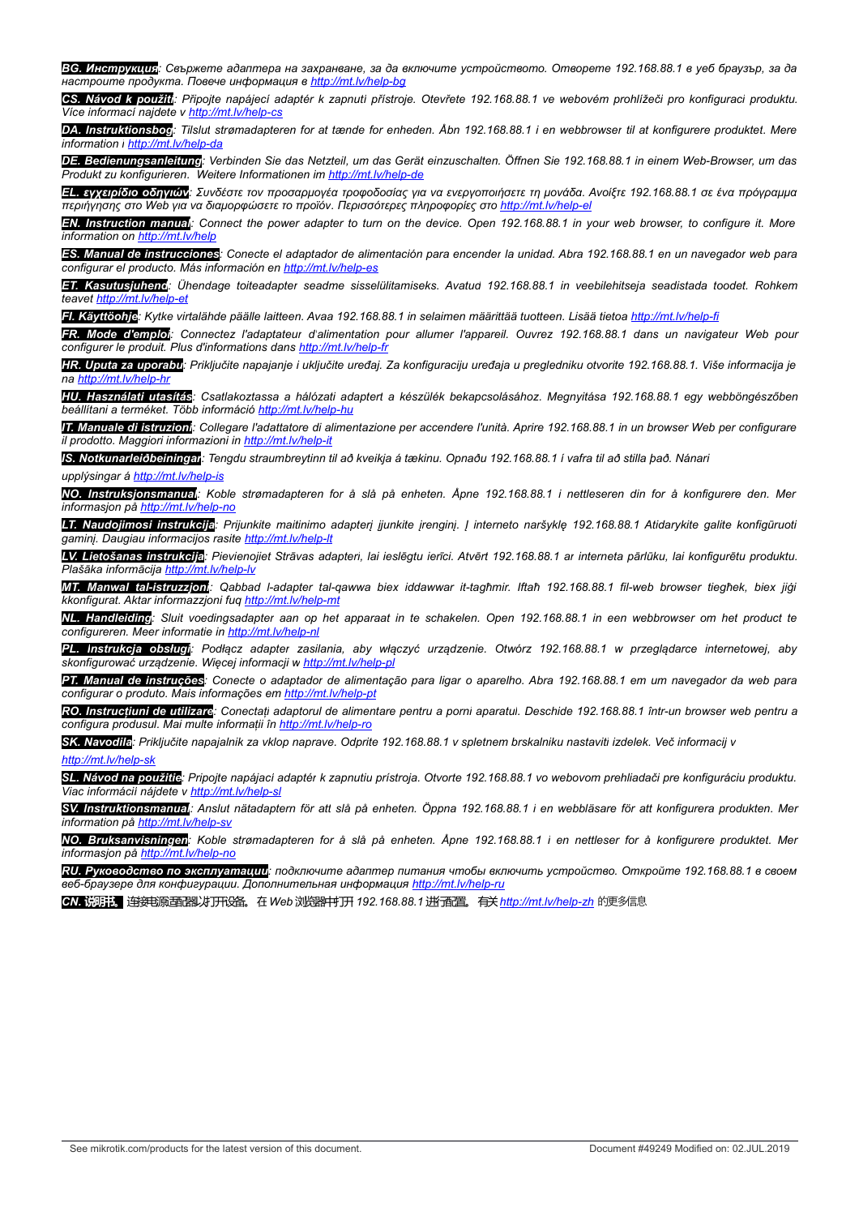**BG. Инструкция**: Свържете адаптера на захранване, за да включите устройството. Отворете 192.168.88.1 в уеб браузър, за да настроите продукта. Повече информация в http://mt.lv/help-bg

**CS. Návod k použití**: Připojte napájecí adaptér k zapnuti přístroje. Otevřete 192.168.88.1 ve webovém prohlížeči pro konfiguraci produktu. Více informací najdete v http://mt.lv/help-cs

**DA. Instruktionsbog**: Tilslut strømadapteren for at tænde for enheden. Åbn 192.168.88.1 i en webbrowser til at konfigurere produktet. Mere information ı http://mt.lv/help-da

**DE. Bedienungsanleitung**: Verbinden Sie das Netzteil, um das Gerät einzuschalten. Öffnen Sie 192.168.88.1 in einem Web-Browser, um das Produkt zu konfigurieren. Weitere Informationen im http://mt.lv/help-de

**EL. εγχειρίδιο οδηγιών**: Συνδέστε τον προσαρμογέα τροφοδοσίας για να ενεργοποιήσετε τη μονάδα. Ανοίξτε 192.168.88.1 σε ένα πρόγραμμα περιήγησης στο Web για να διαμορφώσετε το προϊόν. Περισσότερες πληροφορίες στο http://mt.lv/help-el

**EN. Instruction manual**: Connect the power adapter to turn on the device. Open 192.168.88.1 in your web browser, to configure it. More information on http://mt.lv/help

**ES. Manual de instrucciones**: Conecte el adaptador de alimentación para encender la unidad. Abra 192.168.88.1 en un navegador web para configurar el producto. Más información en http://mt.lv/help-es

**ET. Kasutusjuhend**: Ühendage toiteadapter seadme sisselülitamiseks. Avatud 192.168.88.1 in veebilehitseja seadistada toodet. Rohkem teavet http://mt.lv/help-et

**FI. Käyttöohje**: Kytke virtalähde päälle laitteen. Avaa 192.168.88.1 in selaimen määrittää tuotteen. Lisää tietoa http://mt.lv/help-fi

**FR. Mode d'emploi**: Connectez l'adaptateur d'alimentation pour allumer l'appareil. Ouvrez 192.168.88.1 dans un navigateur Web pour configurer le produit. Plus d'informations dans http://mt.lv/help-fr

**HR. Upute za uporabu**: Priključite napajanje i uključite uređaj. Za konfiguraciju uređaja u pregledniku otvorite 192.168.88.1. Više informacija je na http://mt.lv/help-hr

**HU. Használati utasítás**: Csatlakoztassa a hálózati adaptert a készülék bekapcsolásához. Megnyitása 192.168.88.1 egy webböngészőben beállítani a terméket. Több információ http://mt.lv/help-hu

**IT. Manuale di istruzioni**: Collegare l'adattatore di alimentazione per accendere l'unità. Aprire 192.168.88.1 in un browser Web per configurare il prodotto. Maggiori informazioni in http://mt.lv/help-it

**IS. Notkunarleiðbeiningar**: Tengdu straumbreytinn til að kveikja á tækinu. Opnaðu 192.168.88.1 í vafra til að stilla það. Nánari upplýsingar á http://mt.lv/help-is

**NO. Instruksjonsmanual**: Koble strømadapteren for å slå på enheten. Åpne 192.168.88.1 i nettleseren din for å konfigurere den. Mer informasjon på http://mt.lv/help-no

**LT. Naudojimosi instrukcija**: Prijunkite maitinimo adapterį įjunkite įrenginį. Į interneto naršyklę 192.168.88.1 Atidarykite galite konfigūruoti gaminį. Daugiau informacijos rasite http://mt.lv/help-lt

**LV. Lietošanas instrukcija**: Pievienojiet Strāvas adapteri, lai ieslēgtu ierīci. Atvērt 192.168.88.1 ar interneta pārlūku, lai konfigurētu produktu. Plašāka informācija http://mt.lv/help-lv

**MT. Manwal tal-istruzzjoni**: Qabbad l-adapter tal-qawwa biex iddawwar it-tagħmir. Iftaħ 192.168.88.1 fil-web browser tiegħek, biex jiġi kkonfigurat. Aktar informazzjoni fuq http://mt.lv/help-mt

**NL. Handleiding**: Sluit voedingsadapter aan op het apparaat in te schakelen. Open 192.168.88.1 in een webbrowser om het product te configureren. Meer informatie in http://mt.lv/help-nl

**PL. Instrukcja obsługi**: Podłącz adapter zasilania, aby włączyć urządzenie. Otwórz 192.168.88.1 w przeglądarce internetowej, aby skonfigurować urządzenie. Więcej informacji w http://mt.lv/help-pl

**PT. Manual de instruções**: Conecte o adaptador de alimentação para ligar o aparelho. Abra 192.168.88.1 em um navegador da web para configurar o produto. Mais informações em http://mt.lv/help-pt

**RO. Instrucțiuni de utilizare**: Conectați adaptorul de alimentare pentru a porni aparatul. Deschide 192.168.88.1 într-un browser web pentru a configura produsul. Mai multe informații în http://mt.lv/help-ro

**SK. Navodila**: Priključite napajalnik za vklop naprave. Odprite 192.168.88.1 v spletnem brskalniku nastaviti izdelek. Več informacij v http://mt.lv/help-sk

**SL. Návod na použitie**: Pripojte napájací adaptér k zapnutiu prístroja. Otvorte 192.168.88.1 vo webovom prehliadači pre konfiguráciu produktu. Viac informácií nájdete v http://mt.lv/help-sl

**SV. Instruktionsmanual**: Anslut nätadaptern för att slå på enheten. Öppna 192.168.88.1 i en webbläsare för att konfigurera produkten. Mer information på http://mt.lv/help-sv

**NO. Bruksanvisningen**: Koble strømadapteren for å slå på enheten. Åpne 192.168.88.1 i en nettleser for å konfigurere produktet. Mer informasjon på http://mt.lv/help-no

**RU. Руководство по эксплуатации**: подключите адаптер питания чтобы включить устройство. Откройте 192.168.88.1 в своем веб-браузере для конфигурации. Дополнительная информация http://mt.lv/help-ru

**CN. 说明书。** 连接电源适配器以打开设备。在 Web 浏览器中打开 192.168.88.1 进行配置。有关 http://mt.lv/help-zh 的更多信息

See mikrotik.com/products for the latest version of this document. Document #49249 Modified on: 02.JUL.2019